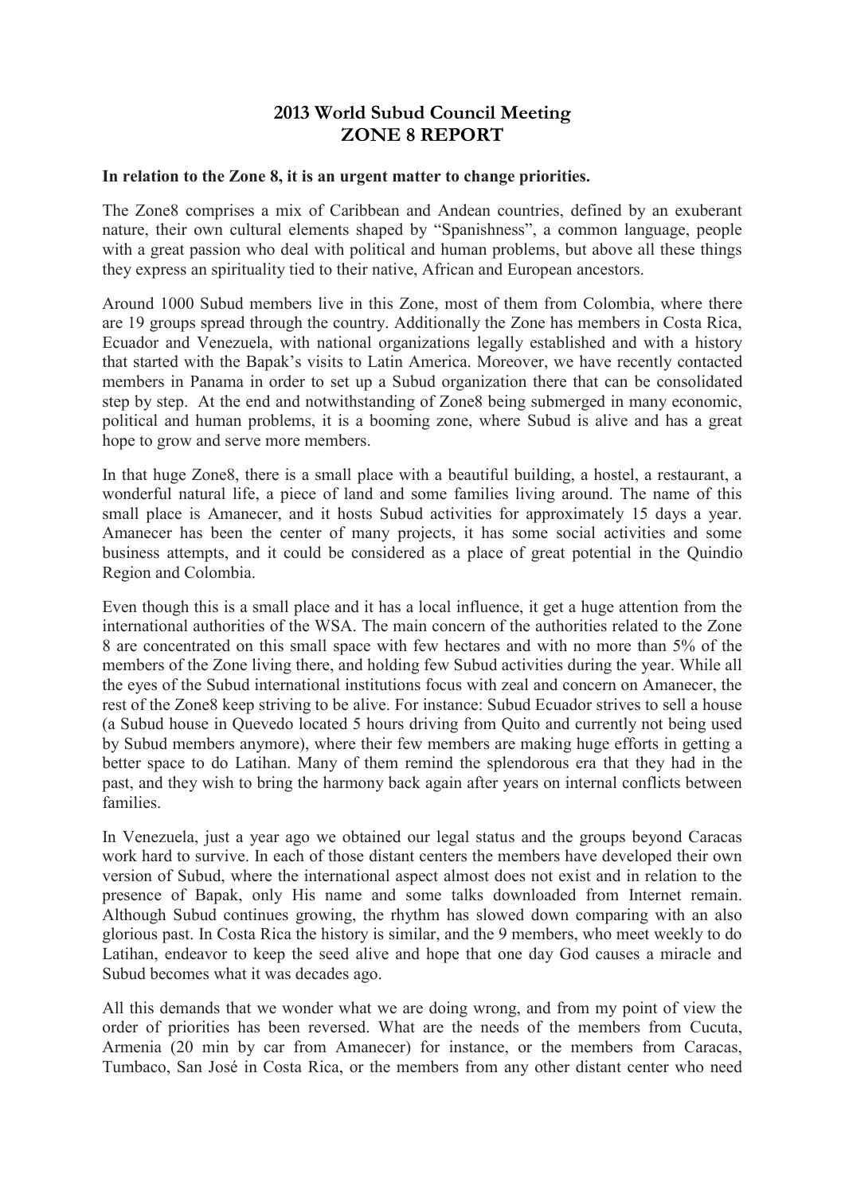# 2013 World Subud Council Meeting
# ZONE 8 REPORT

**In relation to the Zone 8, it is an urgent matter to change priorities.**

The Zone8 comprises a mix of Caribbean and Andean countries, defined by an exuberant nature, their own cultural elements shaped by "Spanishness", a common language, people with a great passion who deal with political and human problems, but above all these things they express an spirituality tied to their native, African and European ancestors.

Around 1000 Subud members live in this Zone, most of them from Colombia, where there are 19 groups spread through the country. Additionally the Zone has members in Costa Rica, Ecuador and Venezuela, with national organizations legally established and with a history that started with the Bapak's visits to Latin America. Moreover, we have recently contacted members in Panama in order to set up a Subud organization there that can be consolidated step by step. At the end and notwithstanding of Zone8 being submerged in many economic, political and human problems, it is a booming zone, where Subud is alive and has a great hope to grow and serve more members.

In that huge Zone8, there is a small place with a beautiful building, a hostel, a restaurant, a wonderful natural life, a piece of land and some families living around. The name of this small place is Amanecer, and it hosts Subud activities for approximately 15 days a year. Amanecer has been the center of many projects, it has some social activities and some business attempts, and it could be considered as a place of great potential in the Quindio Region and Colombia.

Even though this is a small place and it has a local influence, it get a huge attention from the international authorities of the WSA. The main concern of the authorities related to the Zone 8 are concentrated on this small space with few hectares and with no more than 5% of the members of the Zone living there, and holding few Subud activities during the year. While all the eyes of the Subud international institutions focus with zeal and concern on Amanecer, the rest of the Zone8 keep striving to be alive. For instance: Subud Ecuador strives to sell a house (a Subud house in Quevedo located 5 hours driving from Quito and currently not being used by Subud members anymore), where their few members are making huge efforts in getting a better space to do Latihan. Many of them remind the splendorous era that they had in the past, and they wish to bring the harmony back again after years on internal conflicts between families.

In Venezuela, just a year ago we obtained our legal status and the groups beyond Caracas work hard to survive. In each of those distant centers the members have developed their own version of Subud, where the international aspect almost does not exist and in relation to the presence of Bapak, only His name and some talks downloaded from Internet remain. Although Subud continues growing, the rhythm has slowed down comparing with an also glorious past. In Costa Rica the history is similar, and the 9 members, who meet weekly to do Latihan, endeavor to keep the seed alive and hope that one day God causes a miracle and Subud becomes what it was decades ago.

All this demands that we wonder what we are doing wrong, and from my point of view the order of priorities has been reversed. What are the needs of the members from Cucuta, Armenia (20 min by car from Amanecer) for instance, or the members from Caracas, Tumbaco, San José in Costa Rica, or the members from any other distant center who need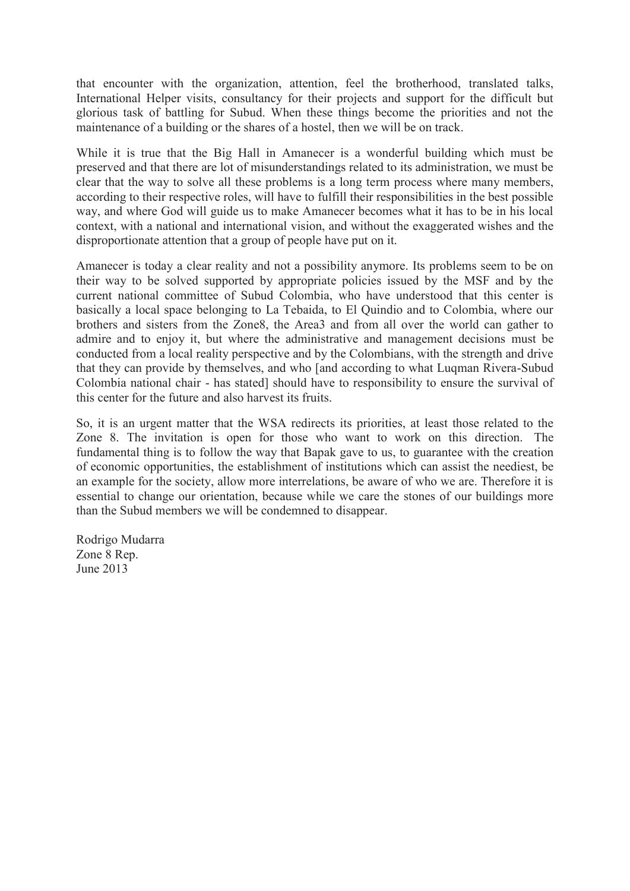that encounter with the organization, attention, feel the brotherhood, translated talks, International Helper visits, consultancy for their projects and support for the difficult but glorious task of battling for Subud. When these things become the priorities and not the maintenance of a building or the shares of a hostel, then we will be on track.

While it is true that the Big Hall in Amanecer is a wonderful building which must be preserved and that there are lot of misunderstandings related to its administration, we must be clear that the way to solve all these problems is a long term process where many members, according to their respective roles, will have to fulfill their responsibilities in the best possible way, and where God will guide us to make Amanecer becomes what it has to be in his local context, with a national and international vision, and without the exaggerated wishes and the disproportionate attention that a group of people have put on it.

Amanecer is today a clear reality and not a possibility anymore. Its problems seem to be on their way to be solved supported by appropriate policies issued by the MSF and by the current national committee of Subud Colombia, who have understood that this center is basically a local space belonging to La Tebaida, to El Quindio and to Colombia, where our brothers and sisters from the Zone8, the Area3 and from all over the world can gather to admire and to enjoy it, but where the administrative and management decisions must be conducted from a local reality perspective and by the Colombians, with the strength and drive that they can provide by themselves, and who [and according to what Luqman Rivera-Subud Colombia national chair - has stated] should have to responsibility to ensure the survival of this center for the future and also harvest its fruits.

So, it is an urgent matter that the WSA redirects its priorities, at least those related to the Zone 8. The invitation is open for those who want to work on this direction. The fundamental thing is to follow the way that Bapak gave to us, to guarantee with the creation of economic opportunities, the establishment of institutions which can assist the neediest, be an example for the society, allow more interrelations, be aware of who we are. Therefore it is essential to change our orientation, because while we care the stones of our buildings more than the Subud members we will be condemned to disappear.

Rodrigo Mudarra
Zone 8 Rep.
June 2013